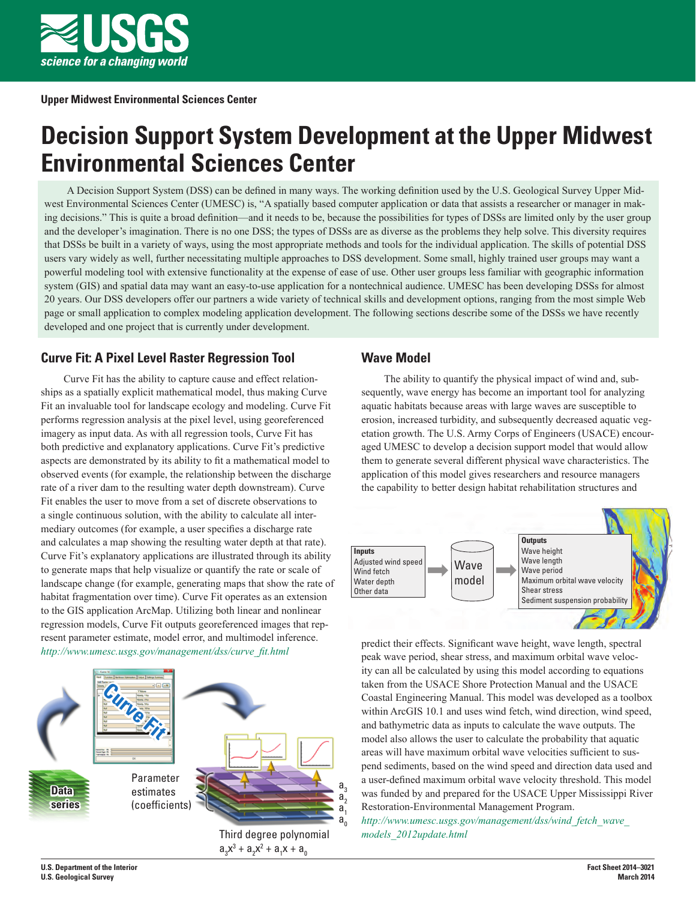Upper Midwest Environmental Sciences Center

# Decision Support System Development at the Upper Midwest Environmental Sciences Center

A Decision Support System (DSS) can be defined in many ways. The working definition used by the U.S. Geological Survey Upper Midwest Environmental Sciences Center (UMESC) is, "A spatially based computer application or data that assists a researcher or manager in making decisions." This is quite a broad definition—and it needs to be, because the possibilities for types of DSSs are limited only by the user group and the developer's imagination. There is no one DSS; the types of DSSs are as diverse as the problems they help solve. This diversity requires that DSSs be built in a variety of ways, using the most appropriate methods and tools for the individual application. The skills of potential DSS users vary widely as well, further necessitating multiple approaches to DSS development. Some small, highly trained user groups may want a powerful modeling tool with extensive functionality at the expense of ease of use. Other user groups less familiar with geographic information system (GIS) and spatial data may want an easy-to-use application for a nontechnical audience. UMESC has been developing DSSs for almost 20 years. Our DSS developers offer our partners a wide variety of technical skills and development options, ranging from the most simple Web page or small application to complex modeling application development. The following sections describe some of the DSSs we have recently developed and one project that is currently under development.

## Curve Fit: A Pixel Level Raster Regression Tool

Curve Fit has the ability to capture cause and effect relationships as a spatially explicit mathematical model, thus making Curve Fit an invaluable tool for landscape ecology and modeling. Curve Fit performs regression analysis at the pixel level, using georeferenced imagery as input data. As with all regression tools, Curve Fit has both predictive and explanatory applications. Curve Fit's predictive aspects are demonstrated by its ability to fit a mathematical model to observed events (for example, the relationship between the discharge rate of a river dam to the resulting water depth downstream). Curve Fit enables the user to move from a set of discrete observations to a single continuous solution, with the ability to calculate all intermediary outcomes (for example, a user specifies a discharge rate and calculates a map showing the resulting water depth at that rate). Curve Fit's explanatory applications are illustrated through its ability to generate maps that help visualize or quantify the rate or scale of landscape change (for example, generating maps that show the rate of habitat fragmentation over time). Curve Fit operates as an extension to the GIS application ArcMap. Utilizing both linear and nonlinear regression models, Curve Fit outputs georeferenced images that represent parameter estimate, model error, and multimodel inference.

*http://www.umesc.usgs.gov/management/dss/curve_fit.html*

Data series

Parameter estimates (coefficients)

Third degree polynomial

$a_3x^3 + a_2x^2 + a_1x + a_0$

## Wave Model

The ability to quantify the physical impact of wind and, subsequently, wave energy has become an important tool for analyzing aquatic habitats because areas with large waves are susceptible to erosion, increased turbidity, and subsequently decreased aquatic vegetation growth. The U.S. Army Corps of Engineers (USACE) encouraged UMESC to develop a decision support model that would allow them to generate several different physical wave characteristics. The application of this model gives researchers and resource managers the capability to better design habitat rehabilitation structures and predict their effects. Significant wave height, wave length, spectral peak wave period, shear stress, and maximum orbital wave velocity can all be calculated by using this model according to equations taken from the USACE Shore Protection Manual and the USACE Coastal Engineering Manual. This model was developed as a toolbox within ArcGIS 10.1 and uses wind fetch, wind direction, wind speed, and bathymetric data as inputs to calculate the wave outputs. The model also allows the user to calculate the probability that aquatic areas will have maximum orbital wave velocities sufficient to suspend sediments, based on the wind speed and direction data used and a user-defined maximum orbital wave velocity threshold. This model was funded by and prepared for the USACE Upper Mississippi River Restoration-Environmental Management Program.

**Inputs**: Adjusted wind speed, Wind fetch, Water depth, Other data → **Wave model** → **Outputs**: Wave height, Wave length, Wave period, Maximum orbital wave velocity, Shear stress, Sediment suspension probability

*http://www.umesc.usgs.gov/management/dss/wind_fetch_wave_models_2012update.html*

U.S. Department of the Interior
U.S. Geological Survey

Fact Sheet 2014–3021
March 2014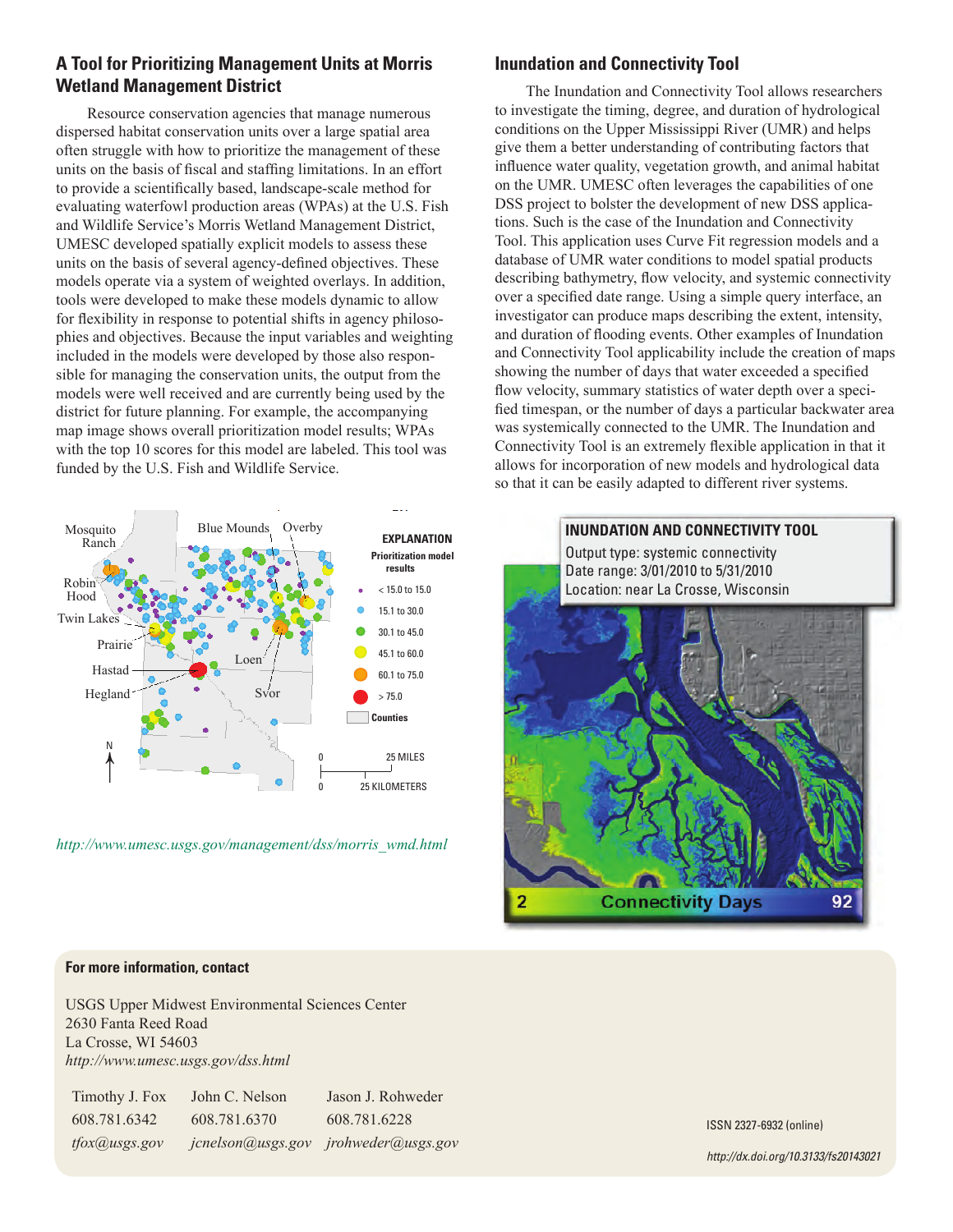## A Tool for Prioritizing Management Units at Morris Wetland Management District

Resource conservation agencies that manage numerous dispersed habitat conservation units over a large spatial area often struggle with how to prioritize the management of these units on the basis of fiscal and staffing limitations. In an effort to provide a scientifically based, landscape-scale method for evaluating waterfowl production areas (WPAs) at the U.S. Fish and Wildlife Service's Morris Wetland Management District, UMESC developed spatially explicit models to assess these units on the basis of several agency-defined objectives. These models operate via a system of weighted overlays. In addition, tools were developed to make these models dynamic to allow for flexibility in response to potential shifts in agency philosophies and objectives. Because the input variables and weighting included in the models were developed by those also responsible for managing the conservation units, the output from the models were well received and are currently being used by the district for future planning. For example, the accompanying map image shows overall prioritization model results; WPAs with the top 10 scores for this model are labeled. This tool was funded by the U.S. Fish and Wildlife Service.

Mosquito Ranch
Blue Mounds
Overby
Robin Hood
Twin Lakes
Prairie
Loen
Hastad
Hegland
Svor
N

EXPLANATION
Prioritization model results
< 15.0 to 15.0
15.1 to 30.0
30.1 to 45.0
45.1 to 60.0
60.1 to 75.0
> 75.0
Counties

0 25 MILES
0 25 KILOMETERS

*http://www.umesc.usgs.gov/management/dss/morris_wmd.html*

## Inundation and Connectivity Tool

The Inundation and Connectivity Tool allows researchers to investigate the timing, degree, and duration of hydrological conditions on the Upper Mississippi River (UMR) and helps give them a better understanding of contributing factors that influence water quality, vegetation growth, and animal habitat on the UMR. UMESC often leverages the capabilities of one DSS project to bolster the development of new DSS applications. Such is the case of the Inundation and Connectivity Tool. This application uses Curve Fit regression models and a database of UMR water conditions to model spatial products describing bathymetry, flow velocity, and systemic connectivity over a specified date range. Using a simple query interface, an investigator can produce maps describing the extent, intensity, and duration of flooding events. Other examples of Inundation and Connectivity Tool applicability include the creation of maps showing the number of days that water exceeded a specified flow velocity, summary statistics of water depth over a specified timespan, or the number of days a particular backwater area was systemically connected to the UMR. The Inundation and Connectivity Tool is an extremely flexible application in that it allows for incorporation of new models and hydrological data so that it can be easily adapted to different river systems.

INUNDATION AND CONNECTIVITY TOOL
Output type: systemic connectivity
Date range: 3/01/2010 to 5/31/2010
Location: near La Crosse, Wisconsin

2 Connectivity Days 92

**For more information, contact**

USGS Upper Midwest Environmental Sciences Center
2630 Fanta Reed Road
La Crosse, WI 54603
*http://www.umesc.usgs.gov/dss.html*

| | | |
|---|---|---|
| Timothy J. Fox | John C. Nelson | Jason J. Rohweder |
| 608.781.6342 | 608.781.6370 | 608.781.6228 |
| *tfox@usgs.gov* | *jcnelson@usgs.gov* | *jrohweder@usgs.gov* |

ISSN 2327-6932 (online)

*http://dx.doi.org/10.3133/fs20143021*